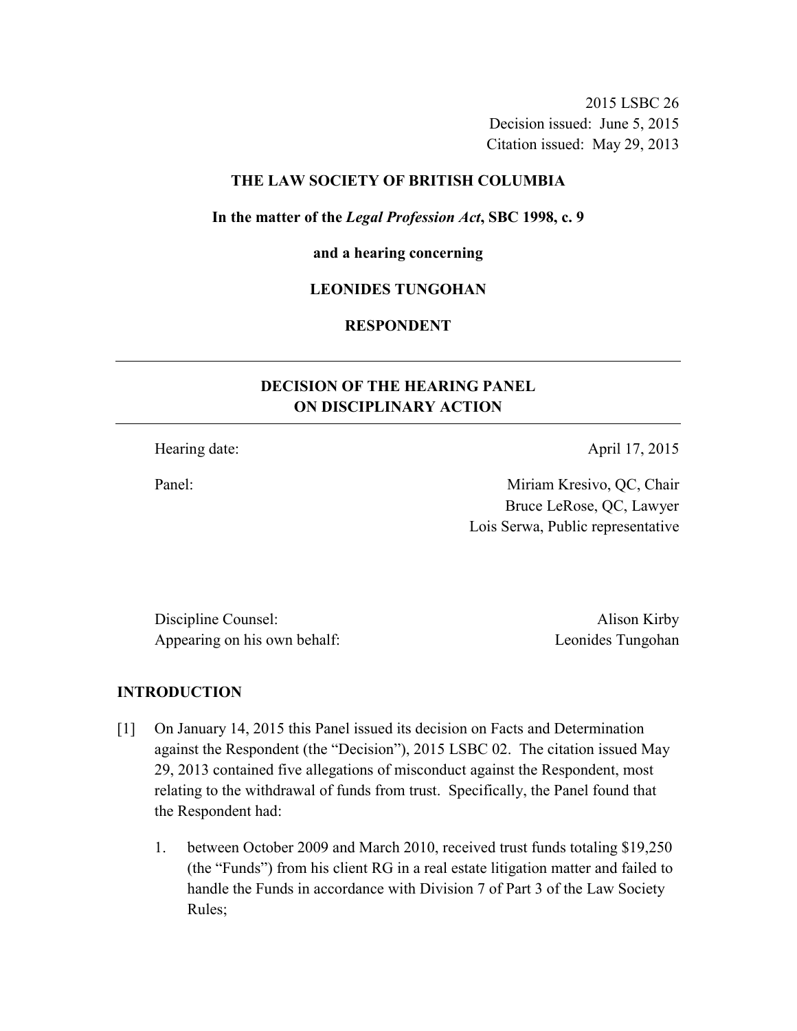2015 LSBC 26
Decision issued: June 5, 2015
Citation issued: May 29, 2013

**THE LAW SOCIETY OF BRITISH COLUMBIA**

**In the matter of the *Legal Profession Act*, SBC 1998, c. 9**

**and a hearing concerning**

**LEONIDES TUNGOHAN**

**RESPONDENT**

---

## DECISION OF THE HEARING PANEL ON DISCIPLINARY ACTION

---

| | |
|---|---|
| Hearing date: | April 17, 2015 |
| Panel: | Miriam Kresivo, QC, Chair<br>Bruce LeRose, QC, Lawyer<br>Lois Serwa, Public representative |

| | |
|---|---|
| Discipline Counsel: | Alison Kirby |
| Appearing on his own behalf: | Leonides Tungohan |

## INTRODUCTION

[1] On January 14, 2015 this Panel issued its decision on Facts and Determination against the Respondent (the "Decision"), 2015 LSBC 02. The citation issued May 29, 2013 contained five allegations of misconduct against the Respondent, most relating to the withdrawal of funds from trust. Specifically, the Panel found that the Respondent had:

1. between October 2009 and March 2010, received trust funds totaling $19,250 (the "Funds") from his client RG in a real estate litigation matter and failed to handle the Funds in accordance with Division 7 of Part 3 of the Law Society Rules;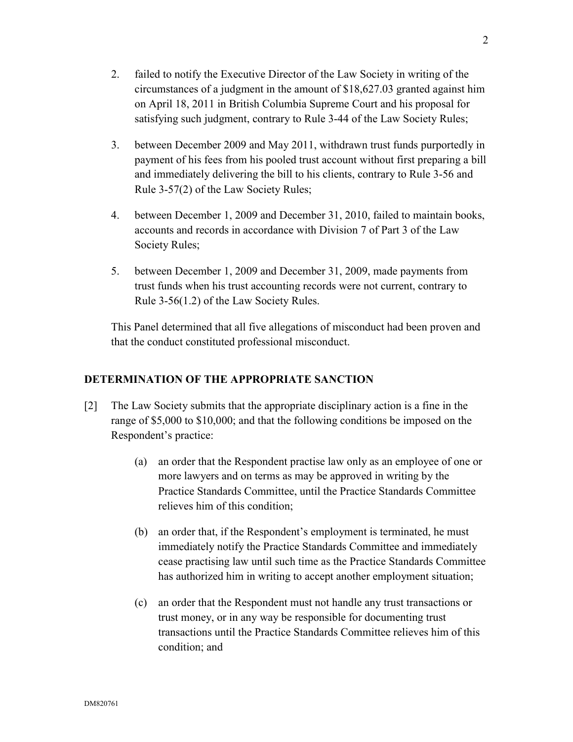2. failed to notify the Executive Director of the Law Society in writing of the circumstances of a judgment in the amount of $18,627.03 granted against him on April 18, 2011 in British Columbia Supreme Court and his proposal for satisfying such judgment, contrary to Rule 3-44 of the Law Society Rules;

3. between December 2009 and May 2011, withdrawn trust funds purportedly in payment of his fees from his pooled trust account without first preparing a bill and immediately delivering the bill to his clients, contrary to Rule 3-56 and Rule 3-57(2) of the Law Society Rules;

4. between December 1, 2009 and December 31, 2010, failed to maintain books, accounts and records in accordance with Division 7 of Part 3 of the Law Society Rules;

5. between December 1, 2009 and December 31, 2009, made payments from trust funds when his trust accounting records were not current, contrary to Rule 3-56(1.2) of the Law Society Rules.

This Panel determined that all five allegations of misconduct had been proven and that the conduct constituted professional misconduct.

## DETERMINATION OF THE APPROPRIATE SANCTION

[2] The Law Society submits that the appropriate disciplinary action is a fine in the range of $5,000 to $10,000; and that the following conditions be imposed on the Respondent's practice:

(a) an order that the Respondent practise law only as an employee of one or more lawyers and on terms as may be approved in writing by the Practice Standards Committee, until the Practice Standards Committee relieves him of this condition;

(b) an order that, if the Respondent's employment is terminated, he must immediately notify the Practice Standards Committee and immediately cease practising law until such time as the Practice Standards Committee has authorized him in writing to accept another employment situation;

(c) an order that the Respondent must not handle any trust transactions or trust money, or in any way be responsible for documenting trust transactions until the Practice Standards Committee relieves him of this condition; and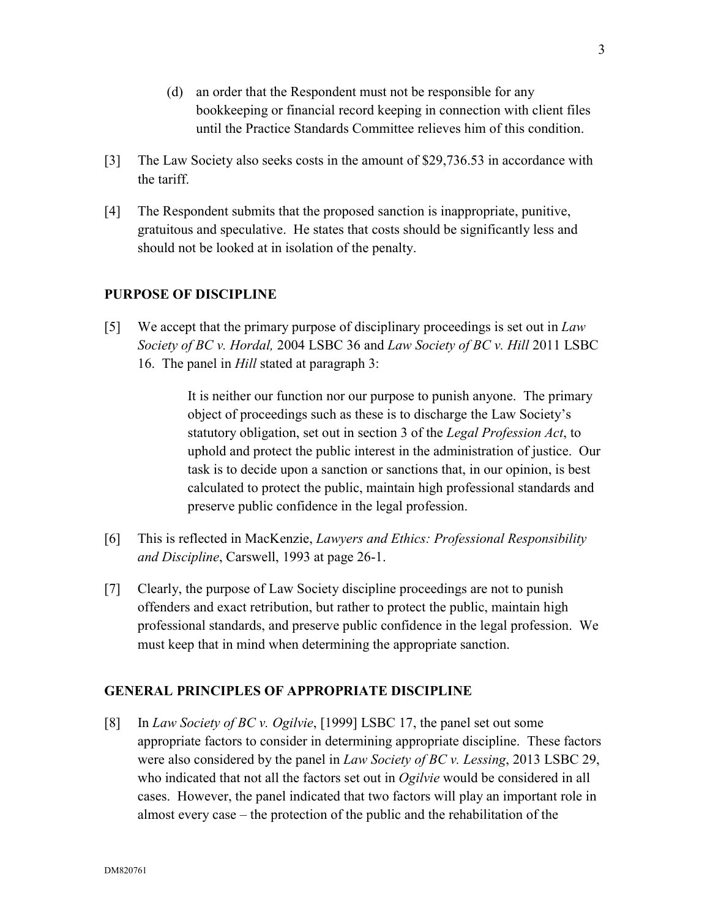(d) an order that the Respondent must not be responsible for any bookkeeping or financial record keeping in connection with client files until the Practice Standards Committee relieves him of this condition.

[3] The Law Society also seeks costs in the amount of $29,736.53 in accordance with the tariff.

[4] The Respondent submits that the proposed sanction is inappropriate, punitive, gratuitous and speculative. He states that costs should be significantly less and should not be looked at in isolation of the penalty.

## PURPOSE OF DISCIPLINE

[5] We accept that the primary purpose of disciplinary proceedings is set out in *Law Society of BC v. Hordal,* 2004 LSBC 36 and *Law Society of BC v. Hill* 2011 LSBC 16. The panel in *Hill* stated at paragraph 3:

> It is neither our function nor our purpose to punish anyone. The primary object of proceedings such as these is to discharge the Law Society's statutory obligation, set out in section 3 of the *Legal Profession Act*, to uphold and protect the public interest in the administration of justice. Our task is to decide upon a sanction or sanctions that, in our opinion, is best calculated to protect the public, maintain high professional standards and preserve public confidence in the legal profession.

[6] This is reflected in MacKenzie, *Lawyers and Ethics: Professional Responsibility and Discipline*, Carswell, 1993 at page 26-1.

[7] Clearly, the purpose of Law Society discipline proceedings are not to punish offenders and exact retribution, but rather to protect the public, maintain high professional standards, and preserve public confidence in the legal profession. We must keep that in mind when determining the appropriate sanction.

## GENERAL PRINCIPLES OF APPROPRIATE DISCIPLINE

[8] In *Law Society of BC v. Ogilvie*, [1999] LSBC 17, the panel set out some appropriate factors to consider in determining appropriate discipline. These factors were also considered by the panel in *Law Society of BC v. Lessing*, 2013 LSBC 29, who indicated that not all the factors set out in *Ogilvie* would be considered in all cases. However, the panel indicated that two factors will play an important role in almost every case – the protection of the public and the rehabilitation of the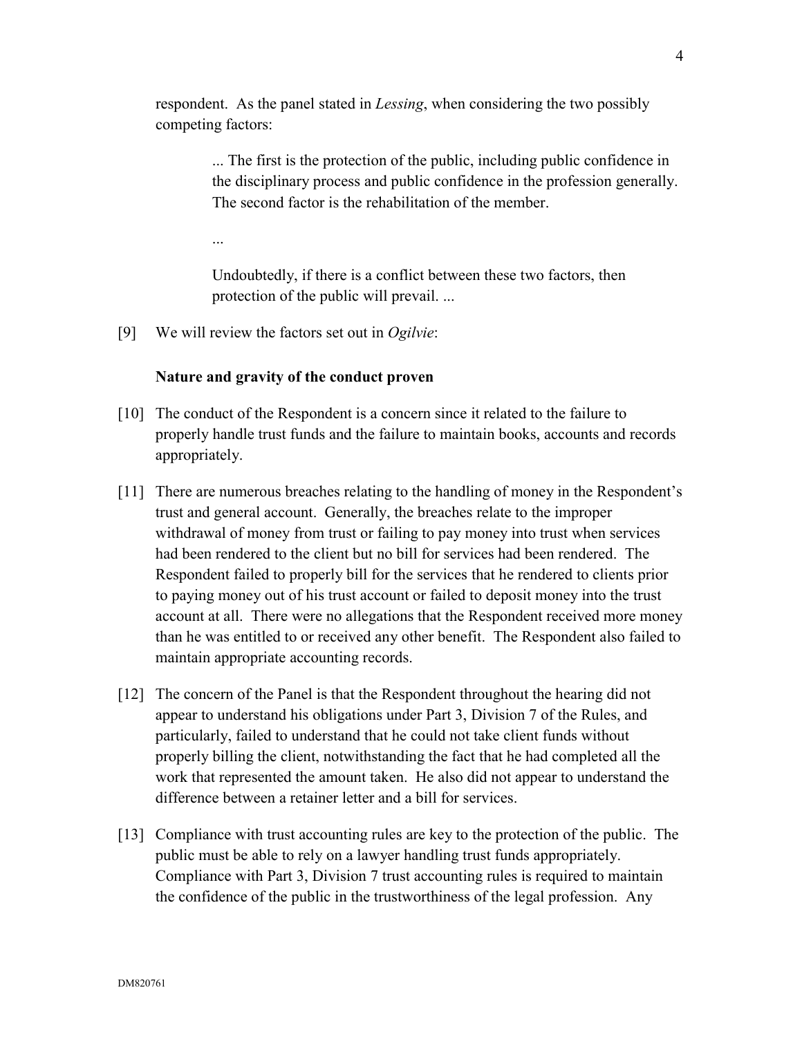respondent. As the panel stated in *Lessing*, when considering the two possibly competing factors:

> ... The first is the protection of the public, including public confidence in the disciplinary process and public confidence in the profession generally. The second factor is the rehabilitation of the member.
>
> ...
>
> Undoubtedly, if there is a conflict between these two factors, then protection of the public will prevail. ...

[9] We will review the factors set out in *Ogilvie*:

**Nature and gravity of the conduct proven**

[10] The conduct of the Respondent is a concern since it related to the failure to properly handle trust funds and the failure to maintain books, accounts and records appropriately.

[11] There are numerous breaches relating to the handling of money in the Respondent's trust and general account. Generally, the breaches relate to the improper withdrawal of money from trust or failing to pay money into trust when services had been rendered to the client but no bill for services had been rendered. The Respondent failed to properly bill for the services that he rendered to clients prior to paying money out of his trust account or failed to deposit money into the trust account at all. There were no allegations that the Respondent received more money than he was entitled to or received any other benefit. The Respondent also failed to maintain appropriate accounting records.

[12] The concern of the Panel is that the Respondent throughout the hearing did not appear to understand his obligations under Part 3, Division 7 of the Rules, and particularly, failed to understand that he could not take client funds without properly billing the client, notwithstanding the fact that he had completed all the work that represented the amount taken. He also did not appear to understand the difference between a retainer letter and a bill for services.

[13] Compliance with trust accounting rules are key to the protection of the public. The public must be able to rely on a lawyer handling trust funds appropriately. Compliance with Part 3, Division 7 trust accounting rules is required to maintain the confidence of the public in the trustworthiness of the legal profession. Any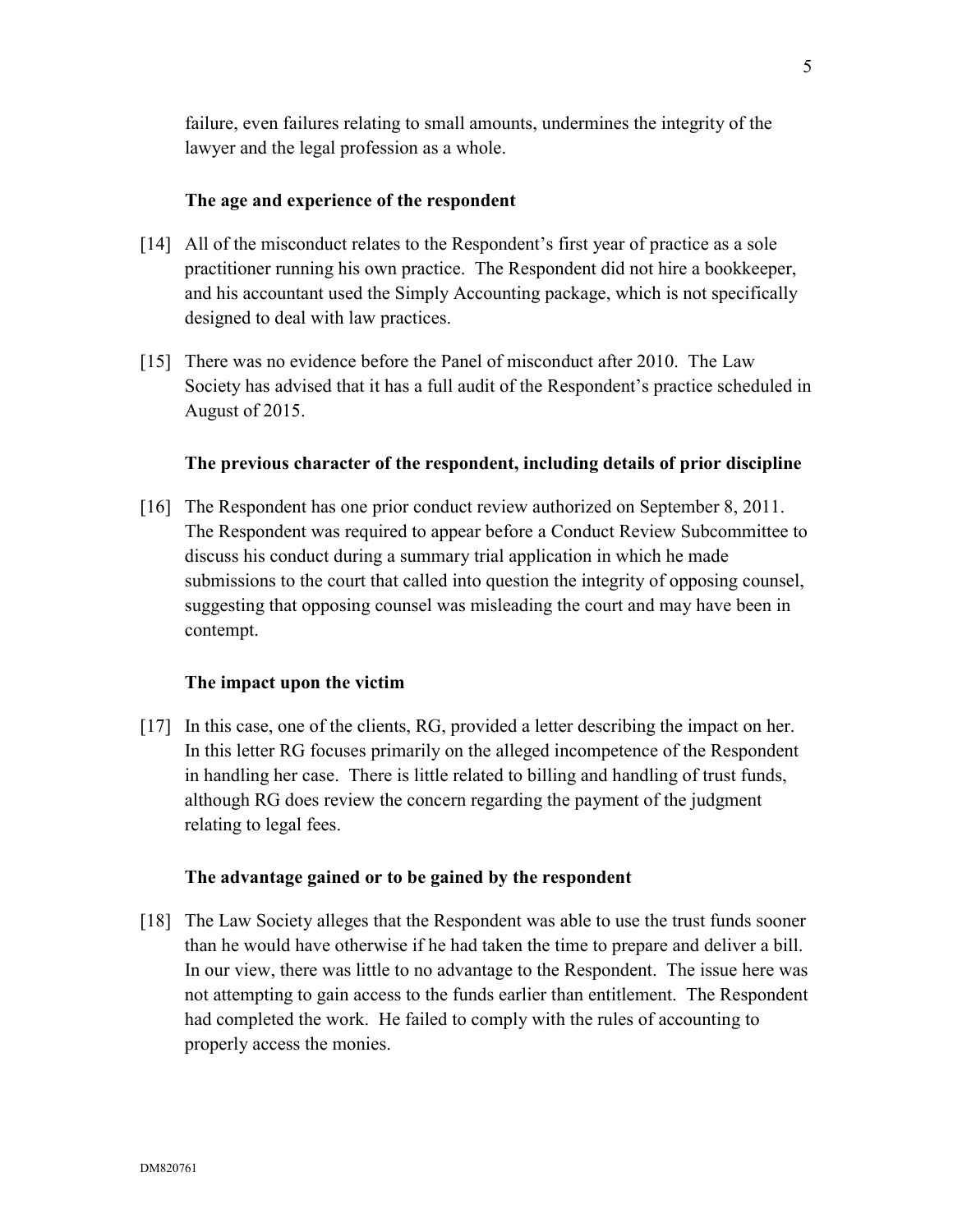failure, even failures relating to small amounts, undermines the integrity of the lawyer and the legal profession as a whole.

**The age and experience of the respondent**

[14] All of the misconduct relates to the Respondent's first year of practice as a sole practitioner running his own practice. The Respondent did not hire a bookkeeper, and his accountant used the Simply Accounting package, which is not specifically designed to deal with law practices.

[15] There was no evidence before the Panel of misconduct after 2010. The Law Society has advised that it has a full audit of the Respondent's practice scheduled in August of 2015.

**The previous character of the respondent, including details of prior discipline**

[16] The Respondent has one prior conduct review authorized on September 8, 2011. The Respondent was required to appear before a Conduct Review Subcommittee to discuss his conduct during a summary trial application in which he made submissions to the court that called into question the integrity of opposing counsel, suggesting that opposing counsel was misleading the court and may have been in contempt.

**The impact upon the victim**

[17] In this case, one of the clients, RG, provided a letter describing the impact on her. In this letter RG focuses primarily on the alleged incompetence of the Respondent in handling her case. There is little related to billing and handling of trust funds, although RG does review the concern regarding the payment of the judgment relating to legal fees.

**The advantage gained or to be gained by the respondent**

[18] The Law Society alleges that the Respondent was able to use the trust funds sooner than he would have otherwise if he had taken the time to prepare and deliver a bill. In our view, there was little to no advantage to the Respondent. The issue here was not attempting to gain access to the funds earlier than entitlement. The Respondent had completed the work. He failed to comply with the rules of accounting to properly access the monies.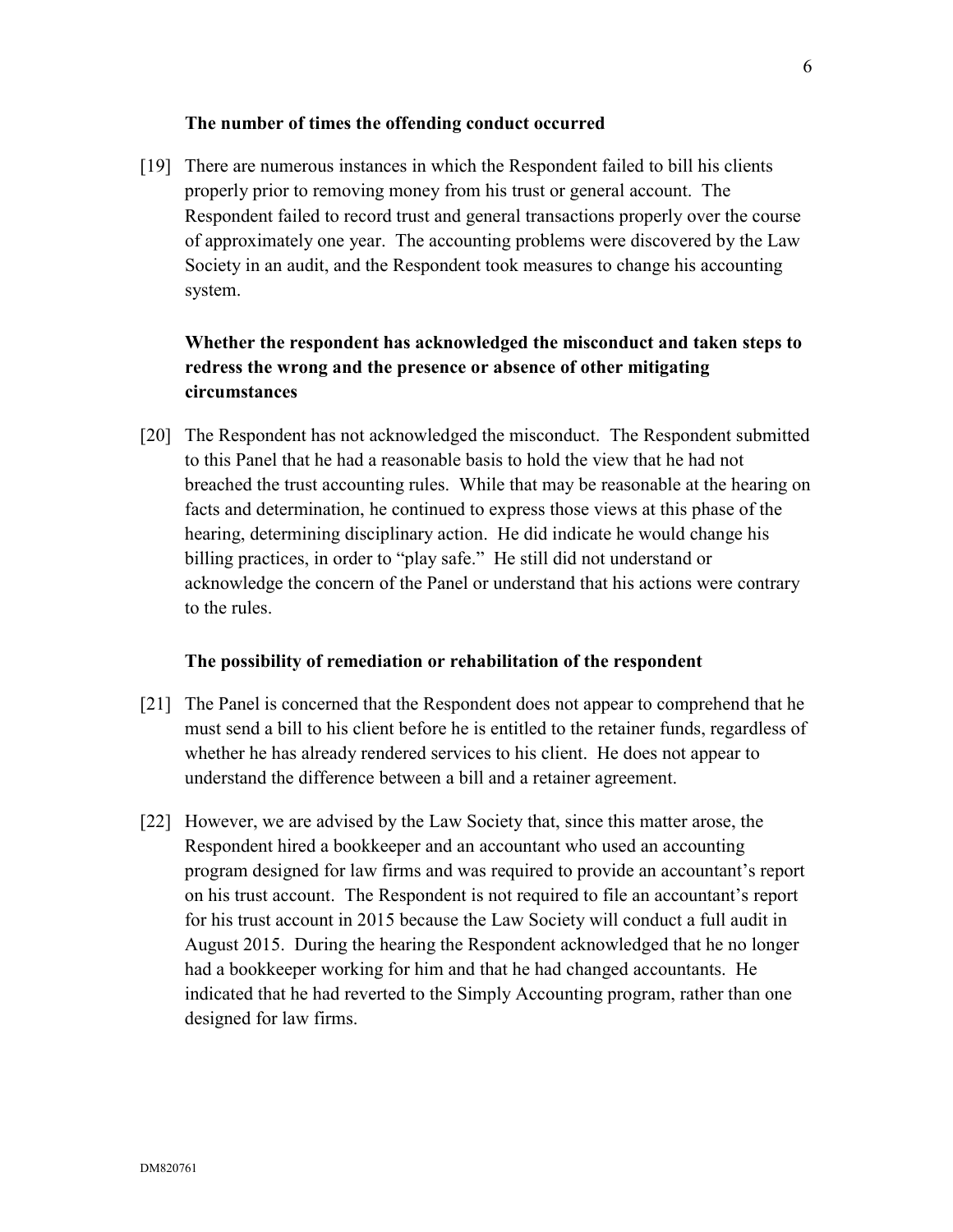**The number of times the offending conduct occurred**

[19] There are numerous instances in which the Respondent failed to bill his clients properly prior to removing money from his trust or general account. The Respondent failed to record trust and general transactions properly over the course of approximately one year. The accounting problems were discovered by the Law Society in an audit, and the Respondent took measures to change his accounting system.

**Whether the respondent has acknowledged the misconduct and taken steps to redress the wrong and the presence or absence of other mitigating circumstances**

[20] The Respondent has not acknowledged the misconduct. The Respondent submitted to this Panel that he had a reasonable basis to hold the view that he had not breached the trust accounting rules. While that may be reasonable at the hearing on facts and determination, he continued to express those views at this phase of the hearing, determining disciplinary action. He did indicate he would change his billing practices, in order to "play safe." He still did not understand or acknowledge the concern of the Panel or understand that his actions were contrary to the rules.

**The possibility of remediation or rehabilitation of the respondent**

[21] The Panel is concerned that the Respondent does not appear to comprehend that he must send a bill to his client before he is entitled to the retainer funds, regardless of whether he has already rendered services to his client. He does not appear to understand the difference between a bill and a retainer agreement.

[22] However, we are advised by the Law Society that, since this matter arose, the Respondent hired a bookkeeper and an accountant who used an accounting program designed for law firms and was required to provide an accountant's report on his trust account. The Respondent is not required to file an accountant's report for his trust account in 2015 because the Law Society will conduct a full audit in August 2015. During the hearing the Respondent acknowledged that he no longer had a bookkeeper working for him and that he had changed accountants. He indicated that he had reverted to the Simply Accounting program, rather than one designed for law firms.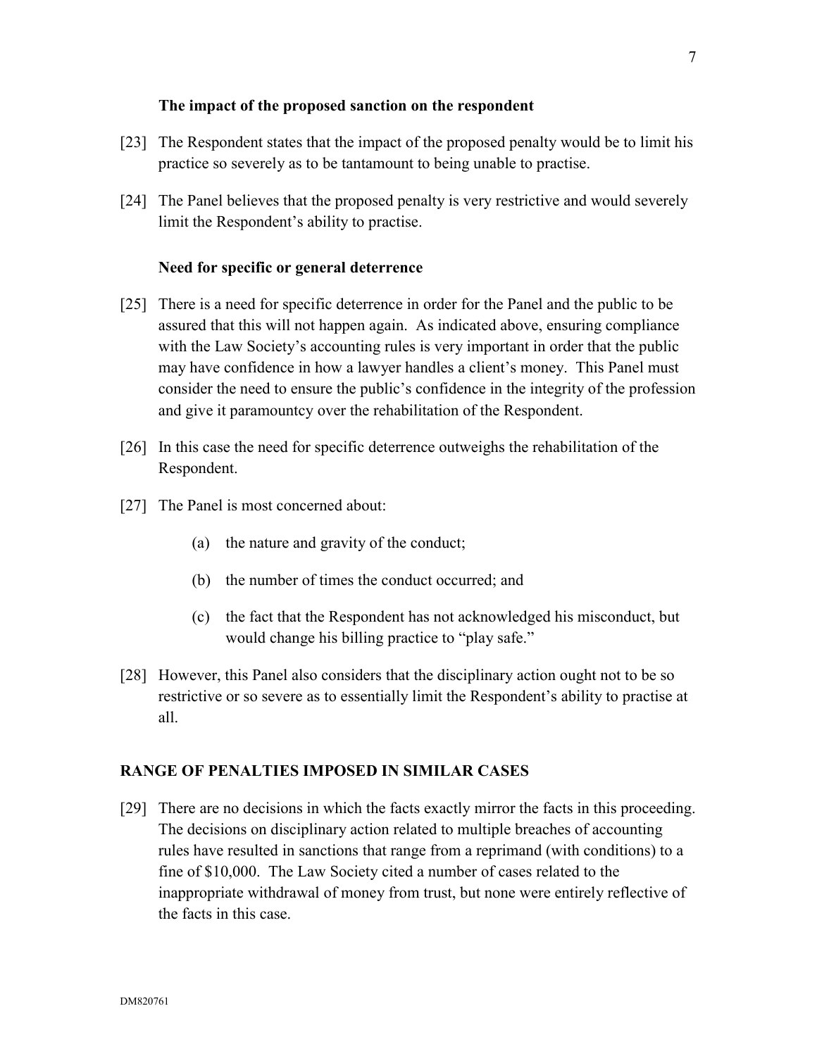### The impact of the proposed sanction on the respondent

[23] The Respondent states that the impact of the proposed penalty would be to limit his practice so severely as to be tantamount to being unable to practise.

[24] The Panel believes that the proposed penalty is very restrictive and would severely limit the Respondent's ability to practise.

### Need for specific or general deterrence

[25] There is a need for specific deterrence in order for the Panel and the public to be assured that this will not happen again. As indicated above, ensuring compliance with the Law Society's accounting rules is very important in order that the public may have confidence in how a lawyer handles a client's money. This Panel must consider the need to ensure the public's confidence in the integrity of the profession and give it paramountcy over the rehabilitation of the Respondent.

[26] In this case the need for specific deterrence outweighs the rehabilitation of the Respondent.

[27] The Panel is most concerned about:

(a) the nature and gravity of the conduct;

(b) the number of times the conduct occurred; and

(c) the fact that the Respondent has not acknowledged his misconduct, but would change his billing practice to "play safe."

[28] However, this Panel also considers that the disciplinary action ought not to be so restrictive or so severe as to essentially limit the Respondent's ability to practise at all.

## RANGE OF PENALTIES IMPOSED IN SIMILAR CASES

[29] There are no decisions in which the facts exactly mirror the facts in this proceeding. The decisions on disciplinary action related to multiple breaches of accounting rules have resulted in sanctions that range from a reprimand (with conditions) to a fine of $10,000. The Law Society cited a number of cases related to the inappropriate withdrawal of money from trust, but none were entirely reflective of the facts in this case.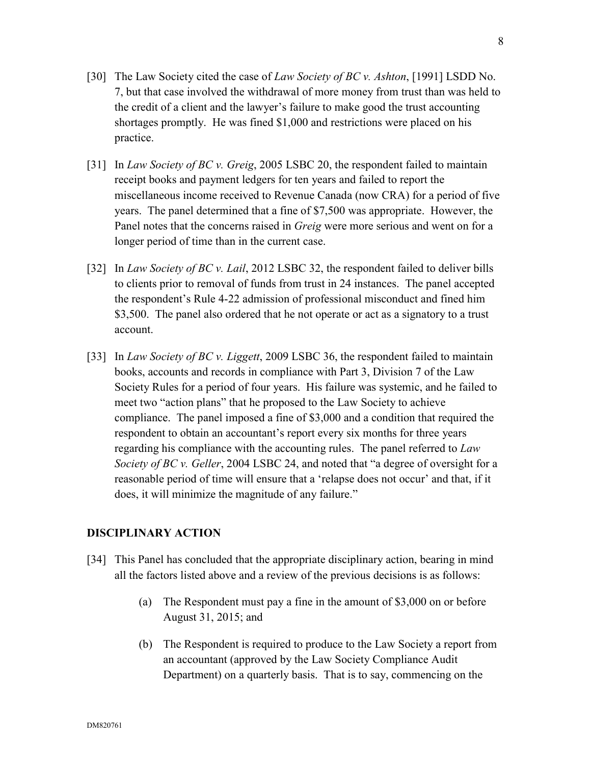[30] The Law Society cited the case of *Law Society of BC v. Ashton*, [1991] LSDD No. 7, but that case involved the withdrawal of more money from trust than was held to the credit of a client and the lawyer's failure to make good the trust accounting shortages promptly. He was fined $1,000 and restrictions were placed on his practice.

[31] In *Law Society of BC v. Greig*, 2005 LSBC 20, the respondent failed to maintain receipt books and payment ledgers for ten years and failed to report the miscellaneous income received to Revenue Canada (now CRA) for a period of five years. The panel determined that a fine of $7,500 was appropriate. However, the Panel notes that the concerns raised in *Greig* were more serious and went on for a longer period of time than in the current case.

[32] In *Law Society of BC v. Lail*, 2012 LSBC 32, the respondent failed to deliver bills to clients prior to removal of funds from trust in 24 instances. The panel accepted the respondent's Rule 4-22 admission of professional misconduct and fined him $3,500. The panel also ordered that he not operate or act as a signatory to a trust account.

[33] In *Law Society of BC v. Liggett*, 2009 LSBC 36, the respondent failed to maintain books, accounts and records in compliance with Part 3, Division 7 of the Law Society Rules for a period of four years. His failure was systemic, and he failed to meet two "action plans" that he proposed to the Law Society to achieve compliance. The panel imposed a fine of $3,000 and a condition that required the respondent to obtain an accountant's report every six months for three years regarding his compliance with the accounting rules. The panel referred to *Law Society of BC v. Geller*, 2004 LSBC 24, and noted that "a degree of oversight for a reasonable period of time will ensure that a 'relapse does not occur' and that, if it does, it will minimize the magnitude of any failure."

## DISCIPLINARY ACTION

[34] This Panel has concluded that the appropriate disciplinary action, bearing in mind all the factors listed above and a review of the previous decisions is as follows:

(a) The Respondent must pay a fine in the amount of $3,000 on or before August 31, 2015; and

(b) The Respondent is required to produce to the Law Society a report from an accountant (approved by the Law Society Compliance Audit Department) on a quarterly basis. That is to say, commencing on the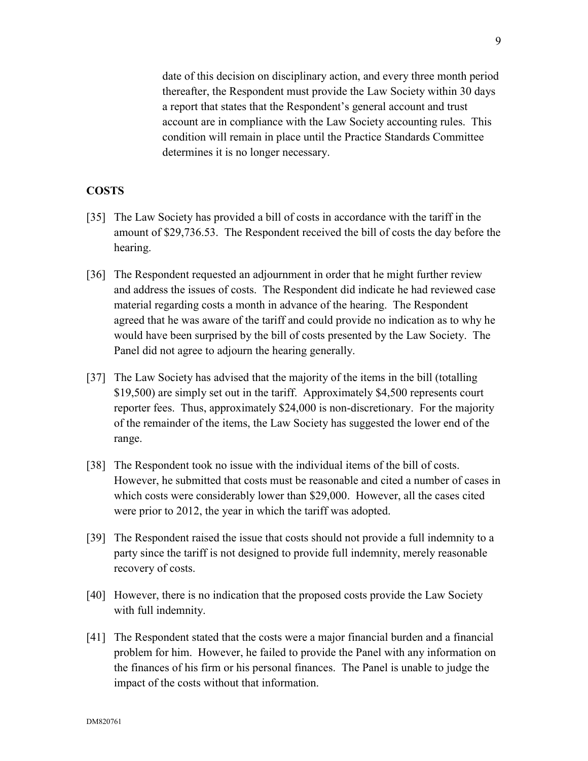date of this decision on disciplinary action, and every three month period thereafter, the Respondent must provide the Law Society within 30 days a report that states that the Respondent's general account and trust account are in compliance with the Law Society accounting rules. This condition will remain in place until the Practice Standards Committee determines it is no longer necessary.

## COSTS

[35] The Law Society has provided a bill of costs in accordance with the tariff in the amount of $29,736.53. The Respondent received the bill of costs the day before the hearing.

[36] The Respondent requested an adjournment in order that he might further review and address the issues of costs. The Respondent did indicate he had reviewed case material regarding costs a month in advance of the hearing. The Respondent agreed that he was aware of the tariff and could provide no indication as to why he would have been surprised by the bill of costs presented by the Law Society. The Panel did not agree to adjourn the hearing generally.

[37] The Law Society has advised that the majority of the items in the bill (totalling $19,500) are simply set out in the tariff. Approximately $4,500 represents court reporter fees. Thus, approximately $24,000 is non-discretionary. For the majority of the remainder of the items, the Law Society has suggested the lower end of the range.

[38] The Respondent took no issue with the individual items of the bill of costs. However, he submitted that costs must be reasonable and cited a number of cases in which costs were considerably lower than $29,000. However, all the cases cited were prior to 2012, the year in which the tariff was adopted.

[39] The Respondent raised the issue that costs should not provide a full indemnity to a party since the tariff is not designed to provide full indemnity, merely reasonable recovery of costs.

[40] However, there is no indication that the proposed costs provide the Law Society with full indemnity.

[41] The Respondent stated that the costs were a major financial burden and a financial problem for him. However, he failed to provide the Panel with any information on the finances of his firm or his personal finances. The Panel is unable to judge the impact of the costs without that information.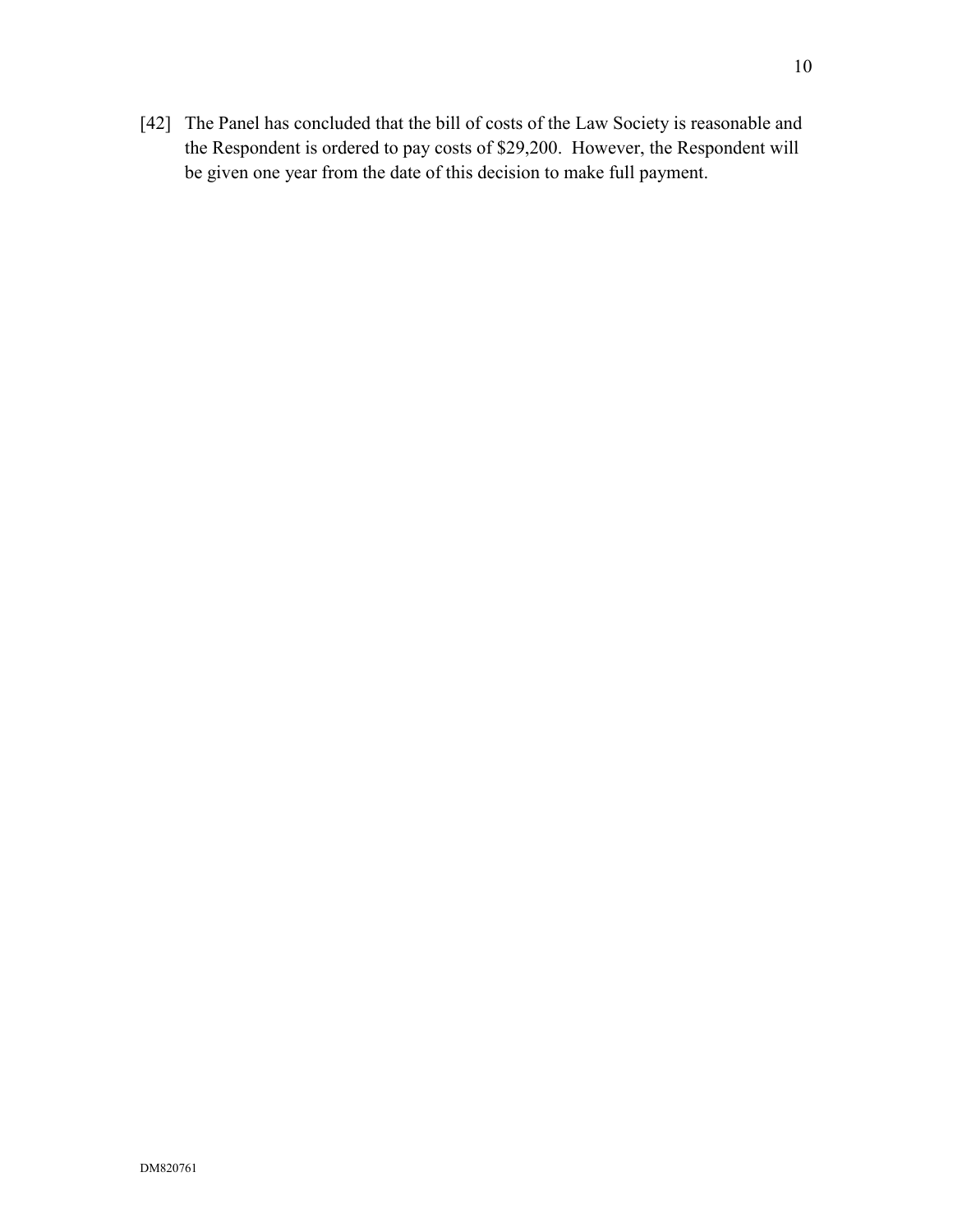[42] The Panel has concluded that the bill of costs of the Law Society is reasonable and the Respondent is ordered to pay costs of $29,200. However, the Respondent will be given one year from the date of this decision to make full payment.

DM820761